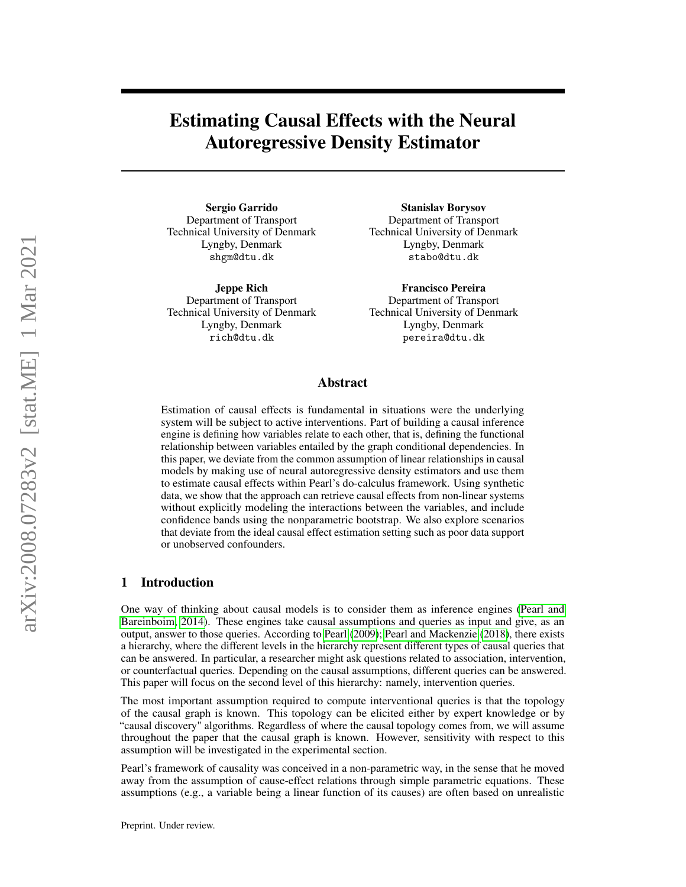# Estimating Causal Effects with the Neural Autoregressive Density Estimator

**Sergio Garrido**
Department of Transport
Technical University of Denmark
Lyngby, Denmark
shgm@dtu.dk

**Stanislav Borysov**
Department of Transport
Technical University of Denmark
Lyngby, Denmark
stabo@dtu.dk

**Jeppe Rich**
Department of Transport
Technical University of Denmark
Lyngby, Denmark
rich@dtu.dk

**Francisco Pereira**
Department of Transport
Technical University of Denmark
Lyngby, Denmark
pereira@dtu.dk

## Abstract

Estimation of causal effects is fundamental in situations were the underlying system will be subject to active interventions. Part of building a causal inference engine is defining how variables relate to each other, that is, defining the functional relationship between variables entailed by the graph conditional dependencies. In this paper, we deviate from the common assumption of linear relationships in causal models by making use of neural autoregressive density estimators and use them to estimate causal effects within Pearl's do-calculus framework. Using synthetic data, we show that the approach can retrieve causal effects from non-linear systems without explicitly modeling the interactions between the variables, and include confidence bands using the nonparametric bootstrap. We also explore scenarios that deviate from the ideal causal effect estimation setting such as poor data support or unobserved confounders.

## 1 Introduction

One way of thinking about causal models is to consider them as inference engines (Pearl and Bareinboim, 2014). These engines take causal assumptions and queries as input and give, as an output, answer to those queries. According to Pearl (2009); Pearl and Mackenzie (2018), there exists a hierarchy, where the different levels in the hierarchy represent different types of causal queries that can be answered. In particular, a researcher might ask questions related to association, intervention, or counterfactual queries. Depending on the causal assumptions, different queries can be answered. This paper will focus on the second level of this hierarchy: namely, intervention queries.

The most important assumption required to compute interventional queries is that the topology of the causal graph is known. This topology can be elicited either by expert knowledge or by "causal discovery" algorithms. Regardless of where the causal topology comes from, we will assume throughout the paper that the causal graph is known. However, sensitivity with respect to this assumption will be investigated in the experimental section.

Pearl's framework of causality was conceived in a non-parametric way, in the sense that he moved away from the assumption of cause-effect relations through simple parametric equations. These assumptions (e.g., a variable being a linear function of its causes) are often based on unrealistic

Preprint. Under review.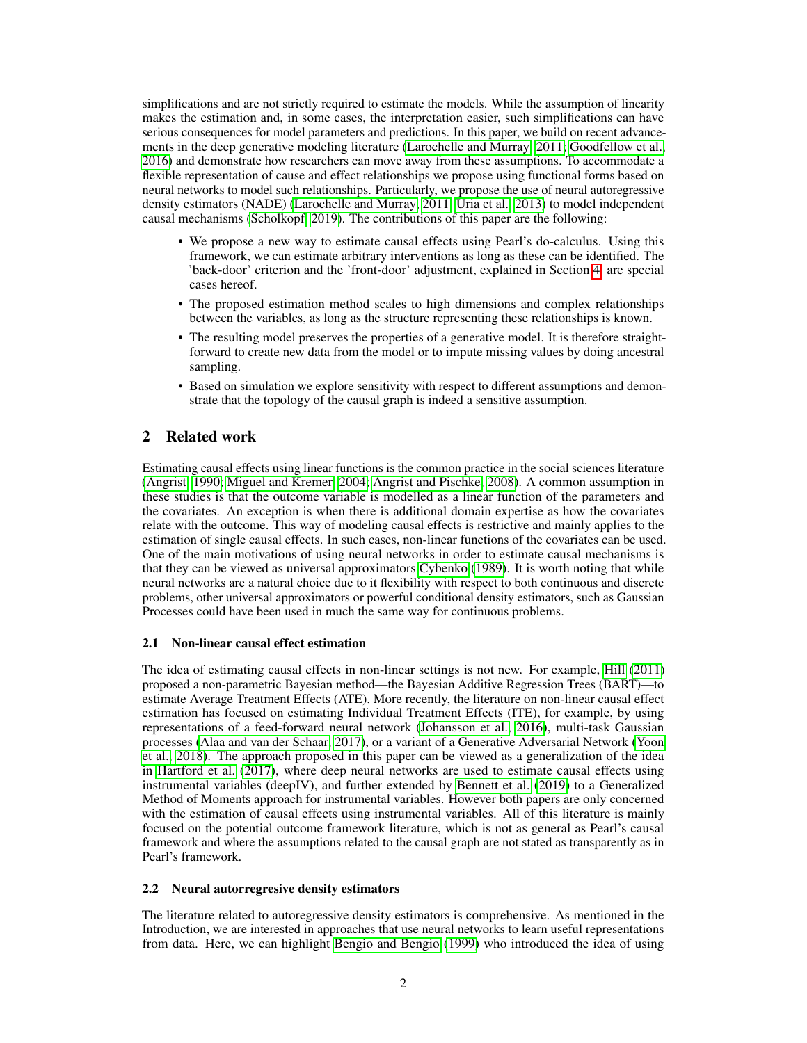simplifications and are not strictly required to estimate the models. While the assumption of linearity makes the estimation and, in some cases, the interpretation easier, such simplifications can have serious consequences for model parameters and predictions. In this paper, we build on recent advancements in the deep generative modeling literature (Larochelle and Murray, 2011; Goodfellow et al., 2016) and demonstrate how researchers can move away from these assumptions. To accommodate a flexible representation of cause and effect relationships we propose using functional forms based on neural networks to model such relationships. Particularly, we propose the use of neural autoregressive density estimators (NADE) (Larochelle and Murray, 2011; Uria et al., 2013) to model independent causal mechanisms (Scholkopf, 2019). The contributions of this paper are the following:

- We propose a new way to estimate causal effects using Pearl's do-calculus. Using this framework, we can estimate arbitrary interventions as long as these can be identified. The 'back-door' criterion and the 'front-door' adjustment, explained in Section 4, are special cases hereof.
- The proposed estimation method scales to high dimensions and complex relationships between the variables, as long as the structure representing these relationships is known.
- The resulting model preserves the properties of a generative model. It is therefore straightforward to create new data from the model or to impute missing values by doing ancestral sampling.
- Based on simulation we explore sensitivity with respect to different assumptions and demonstrate that the topology of the causal graph is indeed a sensitive assumption.

## 2 Related work

Estimating causal effects using linear functions is the common practice in the social sciences literature (Angrist, 1990; Miguel and Kremer, 2004; Angrist and Pischke, 2008). A common assumption in these studies is that the outcome variable is modelled as a linear function of the parameters and the covariates. An exception is when there is additional domain expertise as how the covariates relate with the outcome. This way of modeling causal effects is restrictive and mainly applies to the estimation of single causal effects. In such cases, non-linear functions of the covariates can be used. One of the main motivations of using neural networks in order to estimate causal mechanisms is that they can be viewed as universal approximators Cybenko (1989). It is worth noting that while neural networks are a natural choice due to it flexibility with respect to both continuous and discrete problems, other universal approximators or powerful conditional density estimators, such as Gaussian Processes could have been used in much the same way for continuous problems.

### 2.1 Non-linear causal effect estimation

The idea of estimating causal effects in non-linear settings is not new. For example, Hill (2011) proposed a non-parametric Bayesian method—the Bayesian Additive Regression Trees (BART)—to estimate Average Treatment Effects (ATE). More recently, the literature on non-linear causal effect estimation has focused on estimating Individual Treatment Effects (ITE), for example, by using representations of a feed-forward neural network (Johansson et al., 2016), multi-task Gaussian processes (Alaa and van der Schaar, 2017), or a variant of a Generative Adversarial Network (Yoon et al., 2018). The approach proposed in this paper can be viewed as a generalization of the idea in Hartford et al. (2017), where deep neural networks are used to estimate causal effects using instrumental variables (deepIV), and further extended by Bennett et al. (2019) to a Generalized Method of Moments approach for instrumental variables. However both papers are only concerned with the estimation of causal effects using instrumental variables. All of this literature is mainly focused on the potential outcome framework literature, which is not as general as Pearl's causal framework and where the assumptions related to the causal graph are not stated as transparently as in Pearl's framework.

### 2.2 Neural autorregresive density estimators

The literature related to autoregressive density estimators is comprehensive. As mentioned in the Introduction, we are interested in approaches that use neural networks to learn useful representations from data. Here, we can highlight Bengio and Bengio (1999) who introduced the idea of using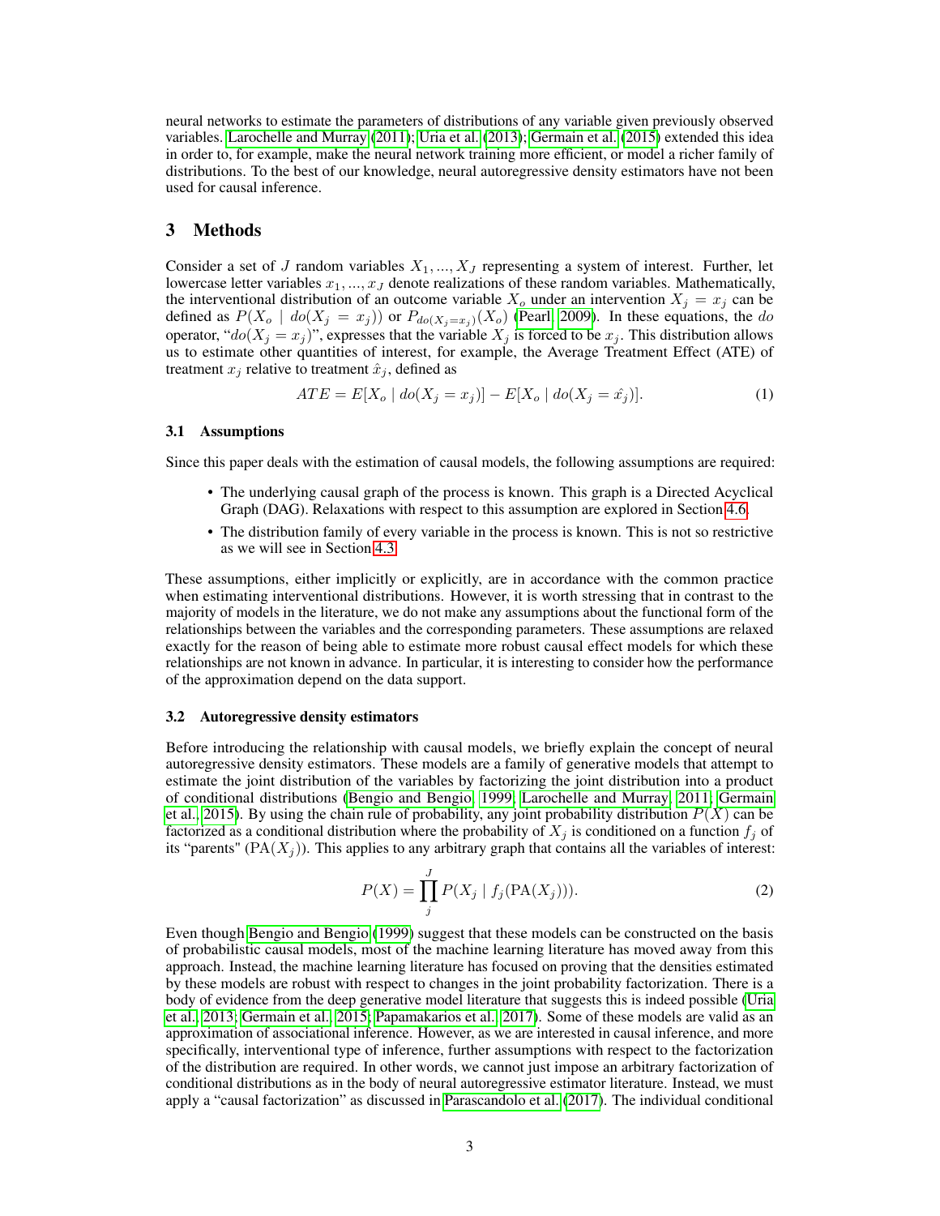neural networks to estimate the parameters of distributions of any variable given previously observed variables. Larochelle and Murray (2011); Uria et al. (2013); Germain et al. (2015) extended this idea in order to, for example, make the neural network training more efficient, or model a richer family of distributions. To the best of our knowledge, neural autoregressive density estimators have not been used for causal inference.

# 3 Methods

Consider a set of $J$ random variables $X_1, ..., X_J$ representing a system of interest. Further, let lowercase letter variables $x_1, ..., x_J$ denote realizations of these random variables. Mathematically, the interventional distribution of an outcome variable $X_o$ under an intervention $X_j = x_j$ can be defined as $P(X_o \mid do(X_j = x_j))$ or $P_{do(X_j=x_j)}(X_o)$ (Pearl, 2009). In these equations, the $do$ operator, "$do(X_j = x_j)$", expresses that the variable $X_j$ is forced to be $x_j$. This distribution allows us to estimate other quantities of interest, for example, the Average Treatment Effect (ATE) of treatment $x_j$ relative to treatment $\hat{x}_j$, defined as

$$ATE = E[X_o \mid do(X_j = x_j)] - E[X_o \mid do(X_j = \hat{x_j})]. \tag{1}$$

## 3.1 Assumptions

Since this paper deals with the estimation of causal models, the following assumptions are required:

- The underlying causal graph of the process is known. This graph is a Directed Acyclical Graph (DAG). Relaxations with respect to this assumption are explored in Section 4.6.
- The distribution family of every variable in the process is known. This is not so restrictive as we will see in Section 4.3.

These assumptions, either implicitly or explicitly, are in accordance with the common practice when estimating interventional distributions. However, it is worth stressing that in contrast to the majority of models in the literature, we do not make any assumptions about the functional form of the relationships between the variables and the corresponding parameters. These assumptions are relaxed exactly for the reason of being able to estimate more robust causal effect models for which these relationships are not known in advance. In particular, it is interesting to consider how the performance of the approximation depend on the data support.

## 3.2 Autoregressive density estimators

Before introducing the relationship with causal models, we briefly explain the concept of neural autoregressive density estimators. These models are a family of generative models that attempt to estimate the joint distribution of the variables by factorizing the joint distribution into a product of conditional distributions (Bengio and Bengio, 1999; Larochelle and Murray, 2011; Germain et al., 2015). By using the chain rule of probability, any joint probability distribution $P(X)$ can be factorized as a conditional distribution where the probability of $X_j$ is conditioned on a function $f_j$ of its "parents" ($\text{PA}(X_j)$). This applies to any arbitrary graph that contains all the variables of interest:

$$P(X) = \prod_{j}^{J} P(X_j \mid f_j(\text{PA}(X_j))). \tag{2}$$

Even though Bengio and Bengio (1999) suggest that these models can be constructed on the basis of probabilistic causal models, most of the machine learning literature has moved away from this approach. Instead, the machine learning literature has focused on proving that the densities estimated by these models are robust with respect to changes in the joint probability factorization. There is a body of evidence from the deep generative model literature that suggests this is indeed possible (Uria et al., 2013; Germain et al., 2015; Papamakarios et al., 2017). Some of these models are valid as an approximation of associational inference. However, as we are interested in causal inference, and more specifically, interventional type of inference, further assumptions with respect to the factorization of the distribution are required. In other words, we cannot just impose an arbitrary factorization of conditional distributions as in the body of neural autoregressive estimator literature. Instead, we must apply a "causal factorization" as discussed in Parascandolo et al. (2017). The individual conditional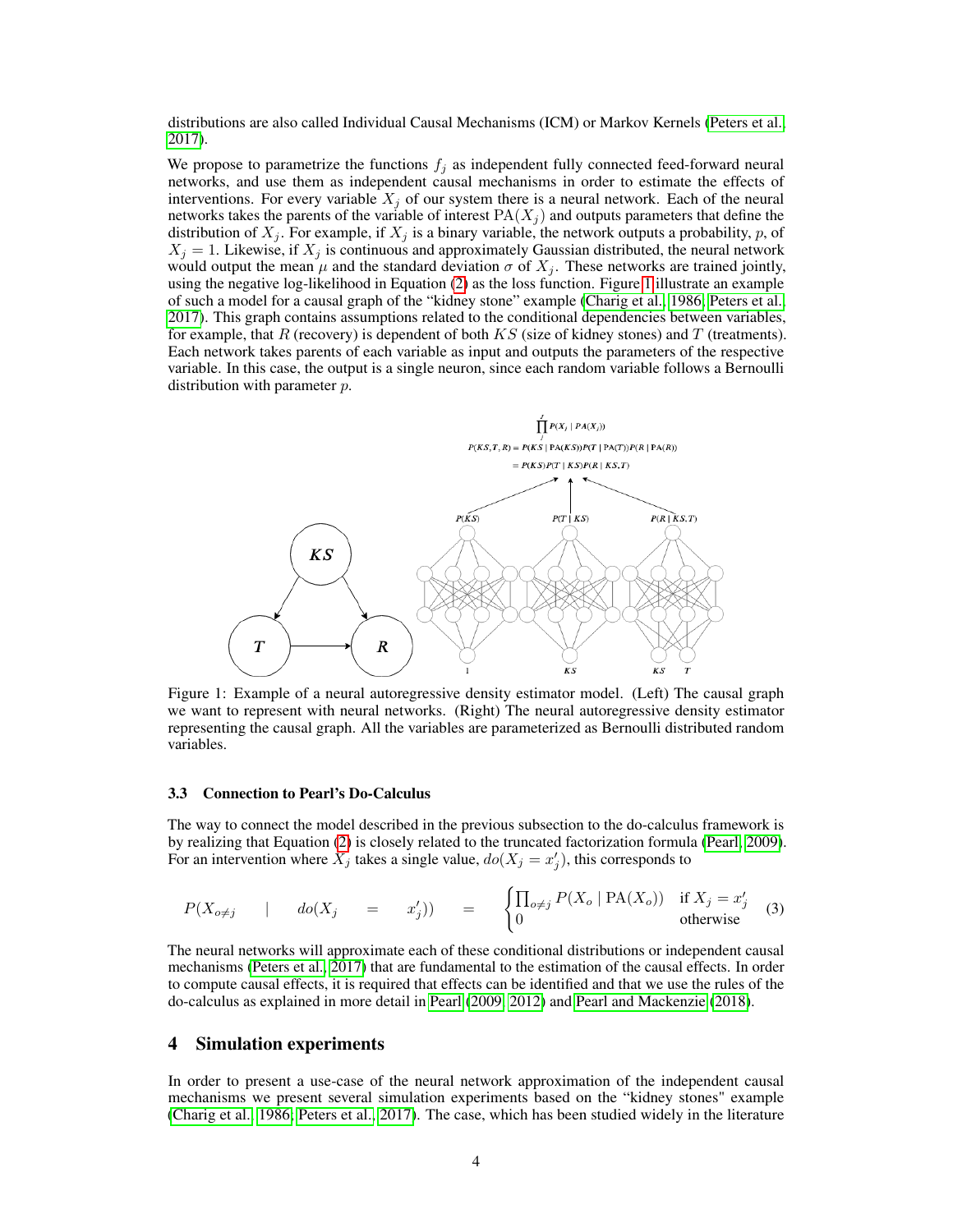distributions are also called Individual Causal Mechanisms (ICM) or Markov Kernels (Peters et al., 2017).

We propose to parametrize the functions $f_j$ as independent fully connected feed-forward neural networks, and use them as independent causal mechanisms in order to estimate the effects of interventions. For every variable $X_j$ of our system there is a neural network. Each of the neural networks takes the parents of the variable of interest $\mathrm{PA}(X_j)$ and outputs parameters that define the distribution of $X_j$. For example, if $X_j$ is a binary variable, the network outputs a probability, $p$, of $X_j = 1$. Likewise, if $X_j$ is continuous and approximately Gaussian distributed, the neural network would output the mean $\mu$ and the standard deviation $\sigma$ of $X_j$. These networks are trained jointly, using the negative log-likelihood in Equation (2) as the loss function. Figure 1 illustrate an example of such a model for a causal graph of the "kidney stone" example (Charig et al., 1986; Peters et al., 2017). This graph contains assumptions related to the conditional dependencies between variables, for example, that $R$ (recovery) is dependent of both $KS$ (size of kidney stones) and $T$ (treatments). Each network takes parents of each variable as input and outputs the parameters of the respective variable. In this case, the output is a single neuron, since each random variable follows a Bernoulli distribution with parameter $p$.

Figure 1: Example of a neural autoregressive density estimator model. (Left) The causal graph we want to represent with neural networks. (Right) The neural autoregressive density estimator representing the causal graph. All the variables are parameterized as Bernoulli distributed random variables.

### 3.3 Connection to Pearl's Do-Calculus

The way to connect the model described in the previous subsection to the do-calculus framework is by realizing that Equation (2) is closely related to the truncated factorization formula (Pearl, 2009). For an intervention where $X_j$ takes a single value, $do(X_j = x'_j)$, this corresponds to

$$P(X_{o \neq j} \mid do(X_j = x'_j)) = \begin{cases} \prod_{o \neq j} P(X_o \mid \mathrm{PA}(X_o)) & \text{if } X_j = x'_j \\ 0 & \text{otherwise} \end{cases} \quad (3)$$

The neural networks will approximate each of these conditional distributions or independent causal mechanisms (Peters et al., 2017) that are fundamental to the estimation of the causal effects. In order to compute causal effects, it is required that effects can be identified and that we use the rules of the do-calculus as explained in more detail in Pearl (2009, 2012) and Pearl and Mackenzie (2018).

## 4 Simulation experiments

In order to present a use-case of the neural network approximation of the independent causal mechanisms we present several simulation experiments based on the "kidney stones" example (Charig et al., 1986; Peters et al., 2017). The case, which has been studied widely in the literature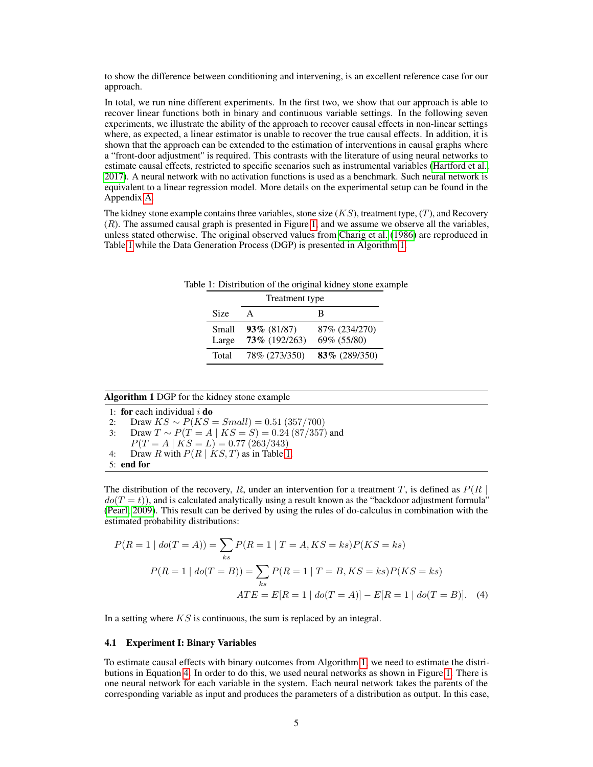to show the difference between conditioning and intervening, is an excellent reference case for our approach.

In total, we run nine different experiments. In the first two, we show that our approach is able to recover linear functions both in binary and continuous variable settings. In the following seven experiments, we illustrate the ability of the approach to recover causal effects in non-linear settings where, as expected, a linear estimator is unable to recover the true causal effects. In addition, it is shown that the approach can be extended to the estimation of interventions in causal graphs where a "front-door adjustment" is required. This contrasts with the literature of using neural networks to estimate causal effects, restricted to specific scenarios such as instrumental variables (Hartford et al. 2017). A neural network with no activation functions is used as a benchmark. Such neural network is equivalent to a linear regression model. More details on the experimental setup can be found in the Appendix A.

The kidney stone example contains three variables, stone size ($KS$), treatment type, ($T$), and Recovery ($R$). The assumed causal graph is presented in Figure 1, and we assume we observe all the variables, unless stated otherwise. The original observed values from Charig et al. (1986) are reproduced in Table 1 while the Data Generation Process (DGP) is presented in Algorithm 1.

Table 1: Distribution of the original kidney stone example

| | Treatment type | |
|---|---|---|
| Size | A | B |
| Small | **93%** (81/87) | 87% (234/270) |
| Large | **73%** (192/263) | 69% (55/80) |
| Total | 78% (273/350) | **83%** (289/350) |

**Algorithm 1** DGP for the kidney stone example

1: **for** each individual $i$ **do**
2: Draw $KS \sim P(KS = Small) = 0.51$ (357/700)
3: Draw $T \sim P(T = A \mid KS = S) = 0.24$ (87/357) and $P(T = A \mid KS = L) = 0.77$ (263/343)
4: Draw $R$ with $P(R \mid KS, T)$ as in Table 1.
5: **end for**

The distribution of the recovery, $R$, under an intervention for a treatment $T$, is defined as $P(R \mid do(T = t))$, and is calculated analytically using a result known as the "backdoor adjustment formula" (Pearl 2009). This result can be derived by using the rules of do-calculus in combination with the estimated probability distributions:

$$P(R = 1 \mid do(T = A)) = \sum_{ks} P(R = 1 \mid T = A, KS = ks)P(KS = ks)$$

$$P(R = 1 \mid do(T = B)) = \sum_{ks} P(R = 1 \mid T = B, KS = ks)P(KS = ks)$$

$$ATE = E[R = 1 \mid do(T = A)] - E[R = 1 \mid do(T = B)]. \quad (4)$$

In a setting where $KS$ is continuous, the sum is replaced by an integral.

### 4.1 Experiment I: Binary Variables

To estimate causal effects with binary outcomes from Algorithm 1, we need to estimate the distributions in Equation 4. In order to do this, we used neural networks as shown in Figure 1. There is one neural network for each variable in the system. Each neural network takes the parents of the corresponding variable as input and produces the parameters of a distribution as output. In this case,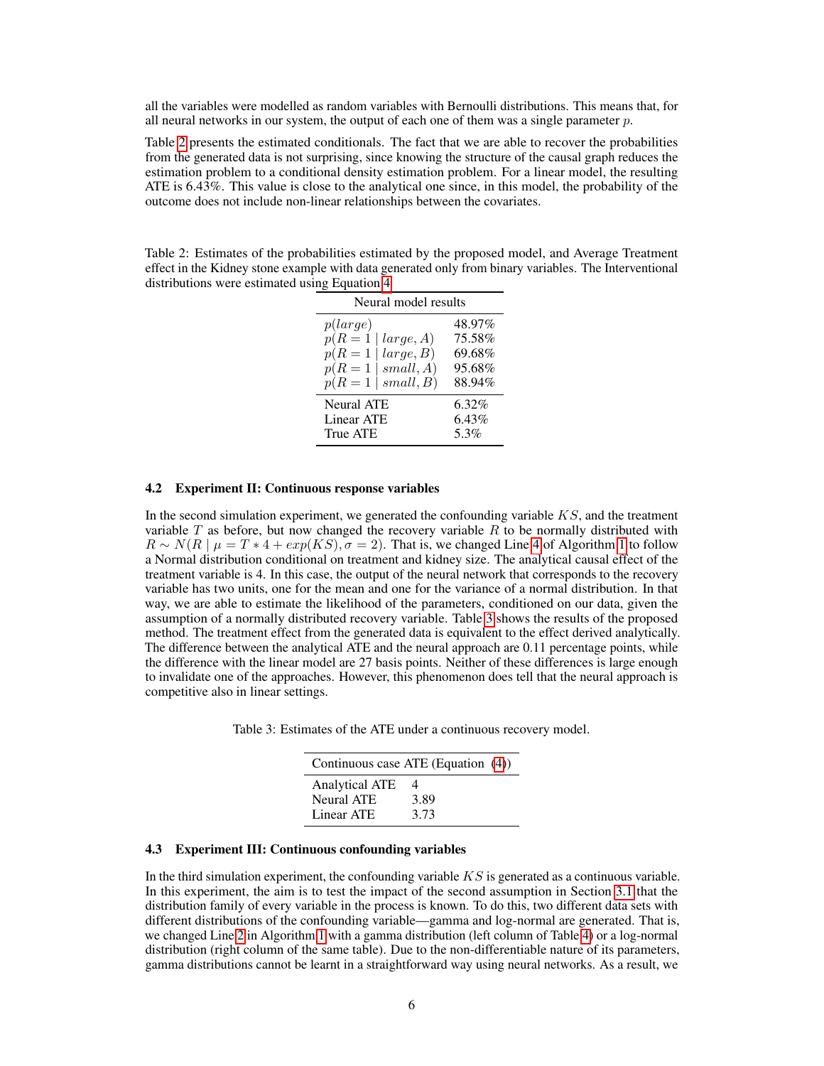all the variables were modelled as random variables with Bernoulli distributions. This means that, for all neural networks in our system, the output of each one of them was a single parameter $p$.

Table 2 presents the estimated conditionals. The fact that we are able to recover the probabilities from the generated data is not surprising, since knowing the structure of the causal graph reduces the estimation problem to a conditional density estimation problem. For a linear model, the resulting ATE is 6.43%. This value is close to the analytical one since, in this model, the probability of the outcome does not include non-linear relationships between the covariates.

Table 2: Estimates of the probabilities estimated by the proposed model, and Average Treatment effect in the Kidney stone example with data generated only from binary variables. The Interventional distributions were estimated using Equation 4.

| Neural model results | |
|---|---|
| $p(large)$ | 48.97% |
| $p(R=1 \mid large, A)$ | 75.58% |
| $p(R=1 \mid large, B)$ | 69.68% |
| $p(R=1 \mid small, A)$ | 95.68% |
| $p(R=1 \mid small, B)$ | 88.94% |
| Neural ATE | 6.32% |
| Linear ATE | 6.43% |
| True ATE | 5.3% |

### 4.2 Experiment II: Continuous response variables

In the second simulation experiment, we generated the confounding variable $KS$, and the treatment variable $T$ as before, but now changed the recovery variable $R$ to be normally distributed with $R \sim N(R \mid \mu = T * 4 + exp(KS), \sigma = 2)$. That is, we changed Line 4 of Algorithm 1 to follow a Normal distribution conditional on treatment and kidney size. The analytical causal effect of the treatment variable is 4. In this case, the output of the neural network that corresponds to the recovery variable has two units, one for the mean and one for the variance of a normal distribution. In that way, we are able to estimate the likelihood of the parameters, conditioned on our data, given the assumption of a normally distributed recovery variable. Table 3 shows the results of the proposed method. The treatment effect from the generated data is equivalent to the effect derived analytically. The difference between the analytical ATE and the neural approach are 0.11 percentage points, while the difference with the linear model are 27 basis points. Neither of these differences is large enough to invalidate one of the approaches. However, this phenomenon does tell that the neural approach is competitive also in linear settings.

Table 3: Estimates of the ATE under a continuous recovery model.

| Continuous case ATE (Equation (4)) | |
|---|---|
| Analytical ATE | 4 |
| Neural ATE | 3.89 |
| Linear ATE | 3.73 |

### 4.3 Experiment III: Continuous confounding variables

In the third simulation experiment, the confounding variable $KS$ is generated as a continuous variable. In this experiment, the aim is to test the impact of the second assumption in Section 3.1 that the distribution family of every variable in the process is known. To do this, two different data sets with different distributions of the confounding variable—gamma and log-normal are generated. That is, we changed Line 2 in Algorithm 1 with a gamma distribution (left column of Table 4) or a log-normal distribution (right column of the same table). Due to the non-differentiable nature of its parameters, gamma distributions cannot be learnt in a straightforward way using neural networks. As a result, we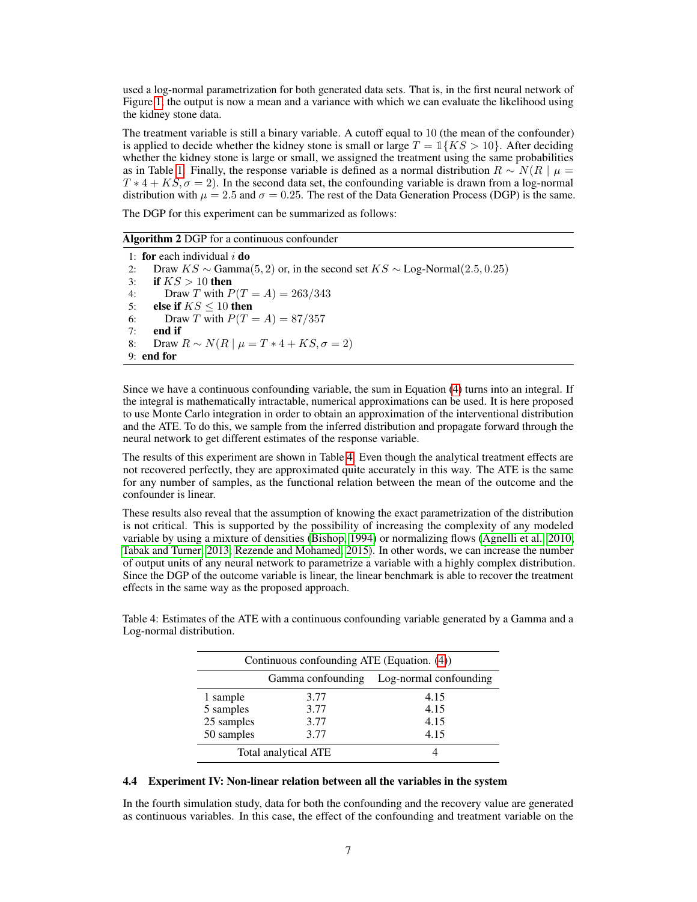used a log-normal parametrization for both generated data sets. That is, in the first neural network of Figure 1, the output is now a mean and a variance with which we can evaluate the likelihood using the kidney stone data.

The treatment variable is still a binary variable. A cutoff equal to 10 (the mean of the confounder) is applied to decide whether the kidney stone is small or large $T = \mathbb{1}\{KS > 10\}$. After deciding whether the kidney stone is large or small, we assigned the treatment using the same probabilities as in Table 1. Finally, the response variable is defined as a normal distribution $R \sim N(R \mid \mu = T * 4 + KS, \sigma = 2)$. In the second data set, the confounding variable is drawn from a log-normal distribution with $\mu = 2.5$ and $\sigma = 0.25$. The rest of the Data Generation Process (DGP) is the same.

The DGP for this experiment can be summarized as follows:

**Algorithm 2** DGP for a continuous confounder

```
1: for each individual i do
2:     Draw KS ~ Gamma(5, 2) or, in the second set KS ~ Log-Normal(2.5, 0.25)
3:     if KS > 10 then
4:         Draw T with P(T = A) = 263/343
5:     else if KS ≤ 10 then
6:         Draw T with P(T = A) = 87/357
7:     end if
8:     Draw R ~ N(R | μ = T * 4 + KS, σ = 2)
9: end for
```

Since we have a continuous confounding variable, the sum in Equation (4) turns into an integral. If the integral is mathematically intractable, numerical approximations can be used. It is here proposed to use Monte Carlo integration in order to obtain an approximation of the interventional distribution and the ATE. To do this, we sample from the inferred distribution and propagate forward through the neural network to get different estimates of the response variable.

The results of this experiment are shown in Table 4. Even though the analytical treatment effects are not recovered perfectly, they are approximated quite accurately in this way. The ATE is the same for any number of samples, as the functional relation between the mean of the outcome and the confounder is linear.

These results also reveal that the assumption of knowing the exact parametrization of the distribution is not critical. This is supported by the possibility of increasing the complexity of any modeled variable by using a mixture of densities (Bishop, 1994) or normalizing flows (Agnelli et al., 2010; Tabak and Turner, 2013; Rezende and Mohamed, 2015). In other words, we can increase the number of output units of any neural network to parametrize a variable with a highly complex distribution. Since the DGP of the outcome variable is linear, the linear benchmark is able to recover the treatment effects in the same way as the proposed approach.

Table 4: Estimates of the ATE with a continuous confounding variable generated by a Gamma and a Log-normal distribution.

| Continuous confounding ATE (Equation. (4)) | | |
|---|---|---|
| | Gamma confounding | Log-normal confounding |
| 1 sample | 3.77 | 4.15 |
| 5 samples | 3.77 | 4.15 |
| 25 samples | 3.77 | 4.15 |
| 50 samples | 3.77 | 4.15 |
| Total analytical ATE | | 4 |

### 4.4 Experiment IV: Non-linear relation between all the variables in the system

In the fourth simulation study, data for both the confounding and the recovery value are generated as continuous variables. In this case, the effect of the confounding and treatment variable on the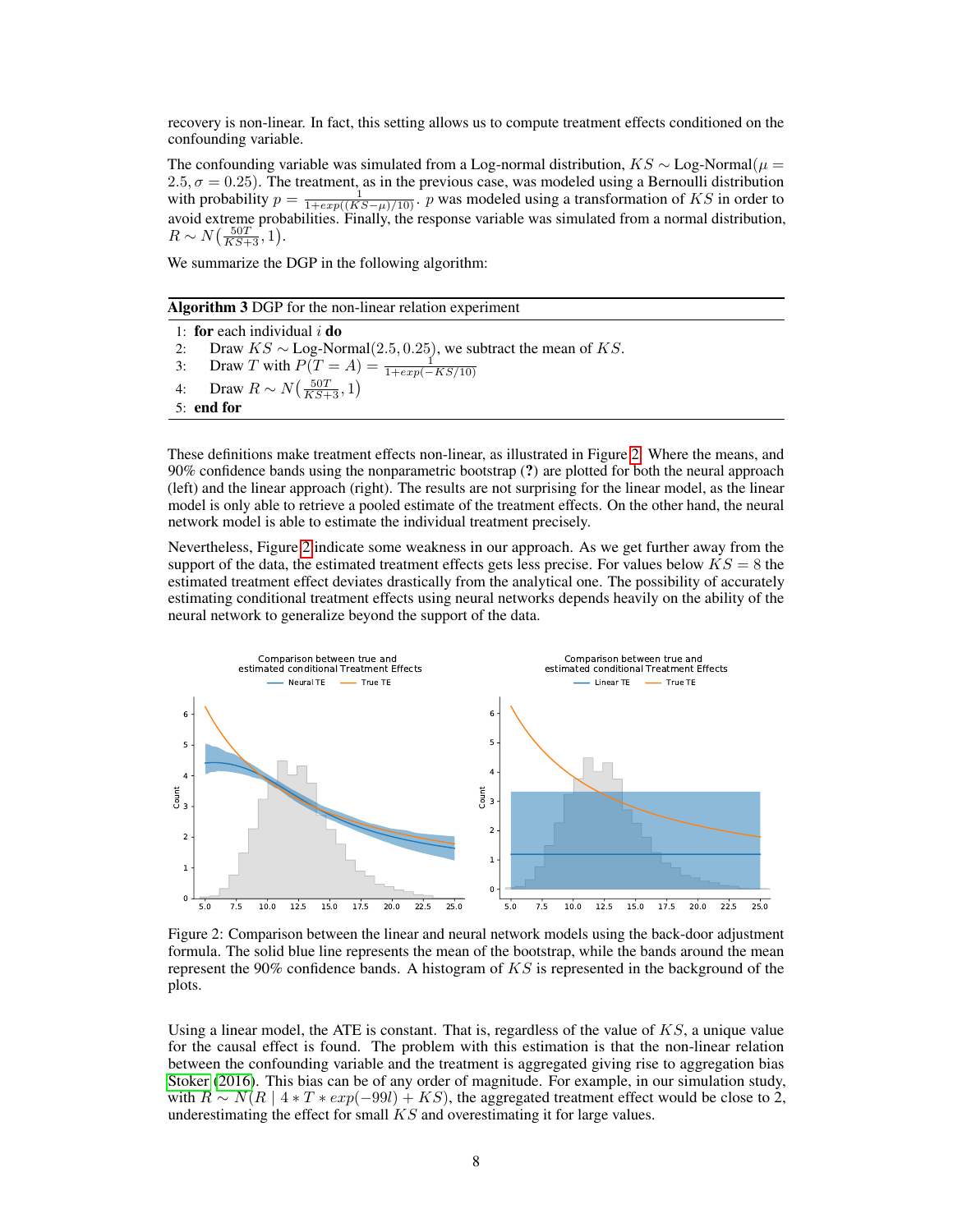recovery is non-linear. In fact, this setting allows us to compute treatment effects conditioned on the confounding variable.

The confounding variable was simulated from a Log-normal distribution, $KS \sim \text{Log-Normal}(\mu = 2.5, \sigma = 0.25)$. The treatment, as in the previous case, was modeled using a Bernoulli distribution with probability $p = \frac{1}{1+exp((KS-\mu)/10)}$. $p$ was modeled using a transformation of $KS$ in order to avoid extreme probabilities. Finally, the response variable was simulated from a normal distribution, $R \sim N\left(\frac{50T}{KS+3}, 1\right)$.

We summarize the DGP in the following algorithm:

**Algorithm 3** DGP for the non-linear relation experiment

1: **for** each individual $i$ **do**
2: &nbsp;&nbsp;&nbsp;&nbsp;Draw $KS \sim \text{Log-Normal}(2.5, 0.25)$, we subtract the mean of $KS$.
3: &nbsp;&nbsp;&nbsp;&nbsp;Draw $T$ with $P(T = A) = \frac{1}{1+exp(-KS/10)}$
4: &nbsp;&nbsp;&nbsp;&nbsp;Draw $R \sim N\left(\frac{50T}{KS+3}, 1\right)$
5: **end for**

These definitions make treatment effects non-linear, as illustrated in Figure 2. Where the means, and 90% confidence bands using the nonparametric bootstrap (**?**) are plotted for both the neural approach (left) and the linear approach (right). The results are not surprising for the linear model, as the linear model is only able to retrieve a pooled estimate of the treatment effects. On the other hand, the neural network model is able to estimate the individual treatment precisely.

Nevertheless, Figure 2 indicate some weakness in our approach. As we get further away from the support of the data, the estimated treatment effects gets less precise. For values below $KS = 8$ the estimated treatment effect deviates drastically from the analytical one. The possibility of accurately estimating conditional treatment effects using neural networks depends heavily on the ability of the neural network to generalize beyond the support of the data.

Figure 2: Comparison between the linear and neural network models using the back-door adjustment formula. The solid blue line represents the mean of the bootstrap, while the bands around the mean represent the 90% confidence bands. A histogram of $KS$ is represented in the background of the plots.

Using a linear model, the ATE is constant. That is, regardless of the value of $KS$, a unique value for the causal effect is found. The problem with this estimation is that the non-linear relation between the confounding variable and the treatment is aggregated giving rise to aggregation bias Stoker (2016). This bias can be of any order of magnitude. For example, in our simulation study, with $R \sim N(R \mid 4 * T * exp(-99l) + KS)$, the aggregated treatment effect would be close to 2, underestimating the effect for small $KS$ and overestimating it for large values.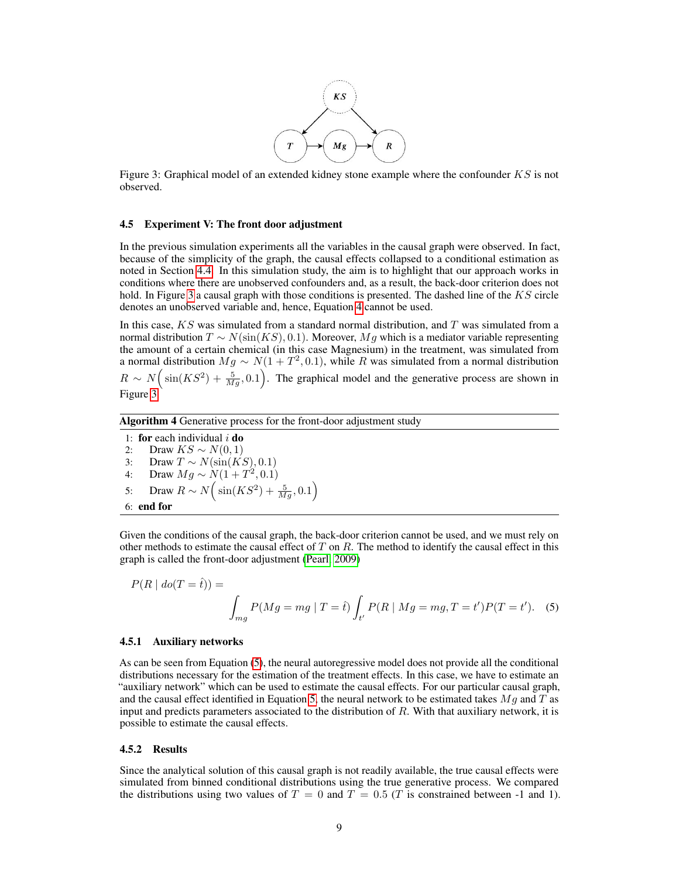Figure 3: Graphical model of an extended kidney stone example where the confounder $KS$ is not observed.

### 4.5 Experiment V: The front door adjustment

In the previous simulation experiments all the variables in the causal graph were observed. In fact, because of the simplicity of the graph, the causal effects collapsed to a conditional estimation as noted in Section 4.4. In this simulation study, the aim is to highlight that our approach works in conditions where there are unobserved confounders and, as a result, the back-door criterion does not hold. In Figure 3 a causal graph with those conditions is presented. The dashed line of the $KS$ circle denotes an unobserved variable and, hence, Equation 4 cannot be used.

In this case, $KS$ was simulated from a standard normal distribution, and $T$ was simulated from a normal distribution $T \sim N(\sin(KS), 0.1)$. Moreover, $Mg$ which is a mediator variable representing the amount of a certain chemical (in this case Magnesium) in the treatment, was simulated from a normal distribution $Mg \sim N(1 + T^2, 0.1)$, while $R$ was simulated from a normal distribution $R \sim N\Big(\sin(KS^2) + \frac{5}{Mg}, 0.1\Big)$. The graphical model and the generative process are shown in Figure 3.

**Algorithm 4** Generative process for the front-door adjustment study

1: **for** each individual $i$ **do**
2: Draw $KS \sim N(0, 1)$
3: Draw $T \sim N(\sin(KS), 0.1)$
4: Draw $Mg \sim N(1 + T^2, 0.1)$
5: Draw $R \sim N\Big(\sin(KS^2) + \frac{5}{Mg}, 0.1\Big)$
6: **end for**

Given the conditions of the causal graph, the back-door criterion cannot be used, and we must rely on other methods to estimate the causal effect of $T$ on $R$. The method to identify the causal effect in this graph is called the front-door adjustment (Pearl, 2009)

$$P(R \mid do(T = \hat{t})) = \int_{mg} P(Mg = mg \mid T = \hat{t}) \int_{t'} P(R \mid Mg = mg, T = t')P(T = t'). \quad (5)$$

#### 4.5.1 Auxiliary networks

As can be seen from Equation (5), the neural autoregressive model does not provide all the conditional distributions necessary for the estimation of the treatment effects. In this case, we have to estimate an "auxiliary network" which can be used to estimate the causal effects. For our particular causal graph, and the causal effect identified in Equation 5, the neural network to be estimated takes $Mg$ and $T$ as input and predicts parameters associated to the distribution of $R$. With that auxiliary network, it is possible to estimate the causal effects.

#### 4.5.2 Results

Since the analytical solution of this causal graph is not readily available, the true causal effects were simulated from binned conditional distributions using the true generative process. We compared the distributions using two values of $T = 0$ and $T = 0.5$ ($T$ is constrained between -1 and 1).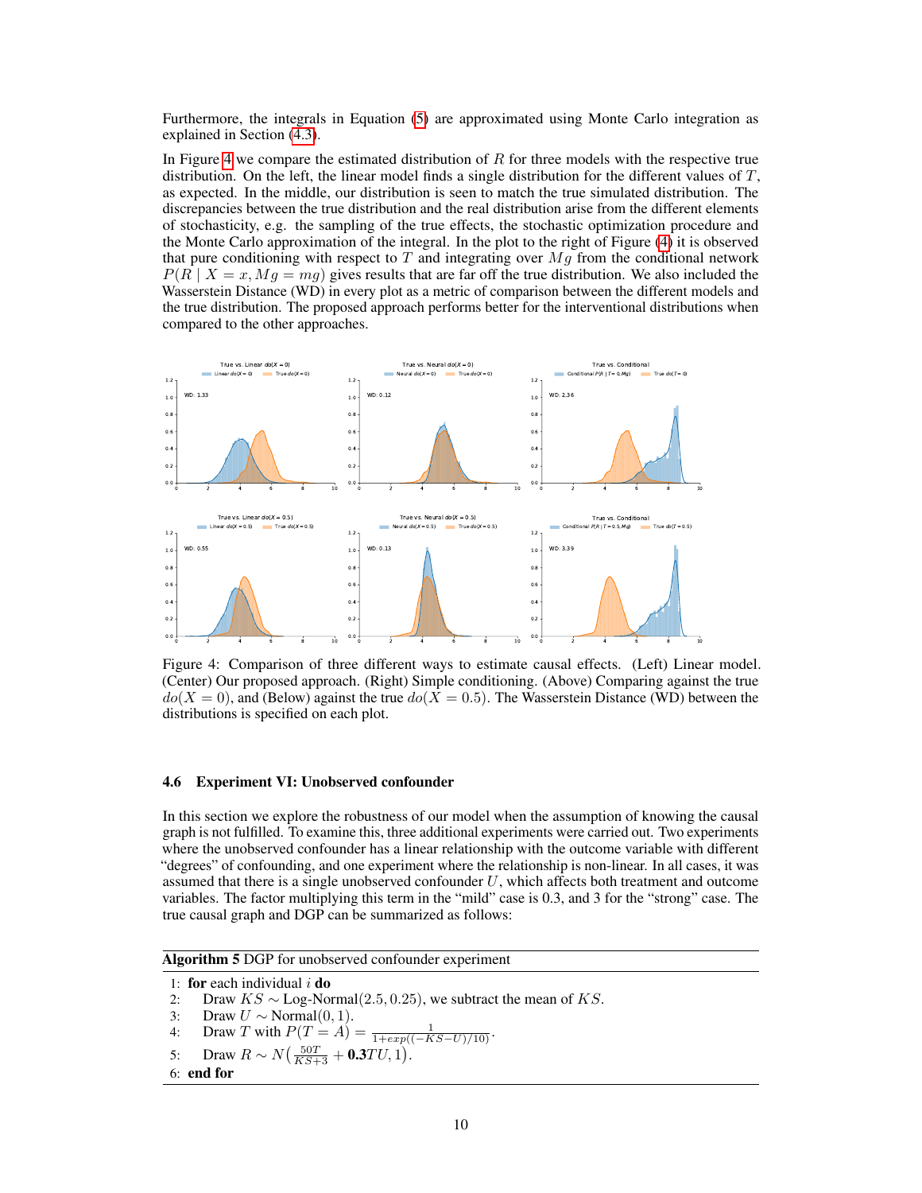Furthermore, the integrals in Equation (5) are approximated using Monte Carlo integration as explained in Section (4.3).

In Figure 4 we compare the estimated distribution of $R$ for three models with the respective true distribution. On the left, the linear model finds a single distribution for the different values of $T$, as expected. In the middle, our distribution is seen to match the true simulated distribution. The discrepancies between the true distribution and the real distribution arise from the different elements of stochasticity, e.g. the sampling of the true effects, the stochastic optimization procedure and the Monte Carlo approximation of the integral. In the plot to the right of Figure (4) it is observed that pure conditioning with respect to $T$ and integrating over $Mg$ from the conditional network $P(R \mid X = x, Mg = mg)$ gives results that are far off the true distribution. We also included the Wasserstein Distance (WD) in every plot as a metric of comparison between the different models and the true distribution. The proposed approach performs better for the interventional distributions when compared to the other approaches.

Figure 4: Comparison of three different ways to estimate causal effects. (Left) Linear model. (Center) Our proposed approach. (Right) Simple conditioning. (Above) Comparing against the true $do(X = 0)$, and (Below) against the true $do(X = 0.5)$. The Wasserstein Distance (WD) between the distributions is specified on each plot.

### 4.6 Experiment VI: Unobserved confounder

In this section we explore the robustness of our model when the assumption of knowing the causal graph is not fulfilled. To examine this, three additional experiments were carried out. Two experiments where the unobserved confounder has a linear relationship with the outcome variable with different "degrees" of confounding, and one experiment where the relationship is non-linear. In all cases, it was assumed that there is a single unobserved confounder $U$, which affects both treatment and outcome variables. The factor multiplying this term in the "mild" case is 0.3, and 3 for the "strong" case. The true causal graph and DGP can be summarized as follows:

**Algorithm 5** DGP for unobserved confounder experiment

1: **for** each individual $i$ **do**
2: Draw $KS \sim \text{Log-Normal}(2.5, 0.25)$, we subtract the mean of $KS$.
3: Draw $U \sim \text{Normal}(0, 1)$.
4: Draw $T$ with $P(T = A) = \frac{1}{1+exp((-KS-U)/10)}$.
5: Draw $R \sim N(\frac{50T}{KS+3} + \mathbf{0.3}TU, 1)$.
6: **end for**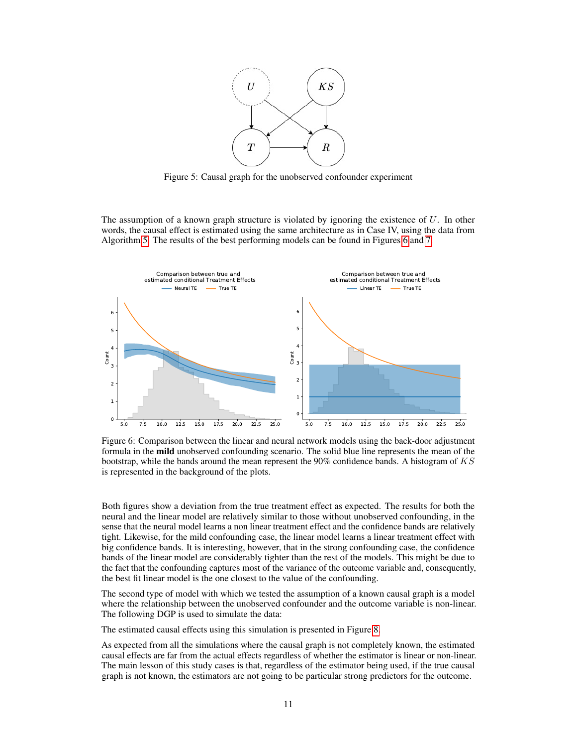Figure 5: Causal graph for the unobserved confounder experiment

The assumption of a known graph structure is violated by ignoring the existence of $U$. In other words, the causal effect is estimated using the same architecture as in Case IV, using the data from Algorithm 5. The results of the best performing models can be found in Figures 6 and 7.

Figure 6: Comparison between the linear and neural network models using the back-door adjustment formula in the **mild** unobserved confounding scenario. The solid blue line represents the mean of the bootstrap, while the bands around the mean represent the 90% confidence bands. A histogram of $KS$ is represented in the background of the plots.

Both figures show a deviation from the true treatment effect as expected. The results for both the neural and the linear model are relatively similar to those without unobserved confounding, in the sense that the neural model learns a non linear treatment effect and the confidence bands are relatively tight. Likewise, for the mild confounding case, the linear model learns a linear treatment effect with big confidence bands. It is interesting, however, that in the strong confounding case, the confidence bands of the linear model are considerably tighter than the rest of the models. This might be due to the fact that the confounding captures most of the variance of the outcome variable and, consequently, the best fit linear model is the one closest to the value of the confounding.

The second type of model with which we tested the assumption of a known causal graph is a model where the relationship between the unobserved confounder and the outcome variable is non-linear. The following DGP is used to simulate the data:

The estimated causal effects using this simulation is presented in Figure 8.

As expected from all the simulations where the causal graph is not completely known, the estimated causal effects are far from the actual effects regardless of whether the estimator is linear or non-linear. The main lesson of this study cases is that, regardless of the estimator being used, if the true causal graph is not known, the estimators are not going to be particular strong predictors for the outcome.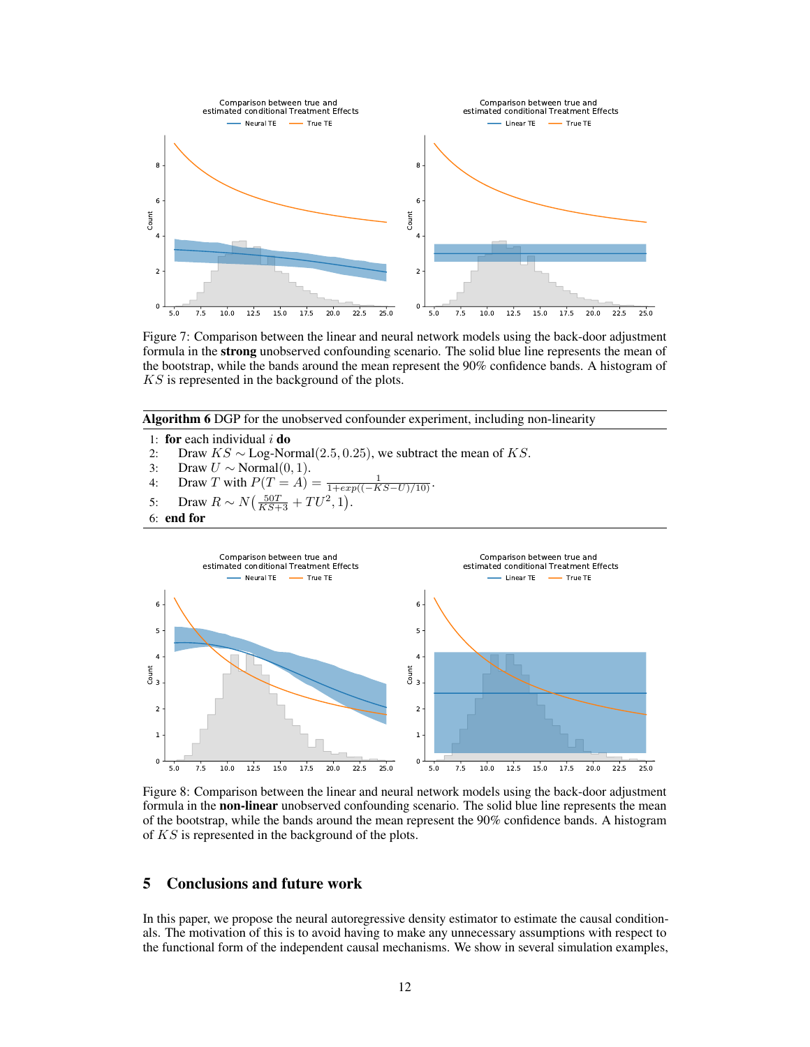Figure 7: Comparison between the linear and neural network models using the back-door adjustment formula in the **strong** unobserved confounding scenario. The solid blue line represents the mean of the bootstrap, while the bands around the mean represent the 90% confidence bands. A histogram of $KS$ is represented in the background of the plots.

---

**Algorithm 6** DGP for the unobserved confounder experiment, including non-linearity

---

1: **for** each individual $i$ **do**
2: Draw $KS \sim$ Log-Normal$(2.5, 0.25)$, we subtract the mean of $KS$.
3: Draw $U \sim$ Normal$(0, 1)$.
4: Draw $T$ with $P(T = A) = \frac{1}{1+exp((-KS-U)/10)}$.
5: Draw $R \sim N\big(\frac{50T}{KS+3} + TU^2, 1\big)$.
6: **end for**

---

Figure 8: Comparison between the linear and neural network models using the back-door adjustment formula in the **non-linear** unobserved confounding scenario. The solid blue line represents the mean of the bootstrap, while the bands around the mean represent the 90% confidence bands. A histogram of $KS$ is represented in the background of the plots.

## 5 Conclusions and future work

In this paper, we propose the neural autoregressive density estimator to estimate the causal conditionals. The motivation of this is to avoid having to make any unnecessary assumptions with respect to the functional form of the independent causal mechanisms. We show in several simulation examples,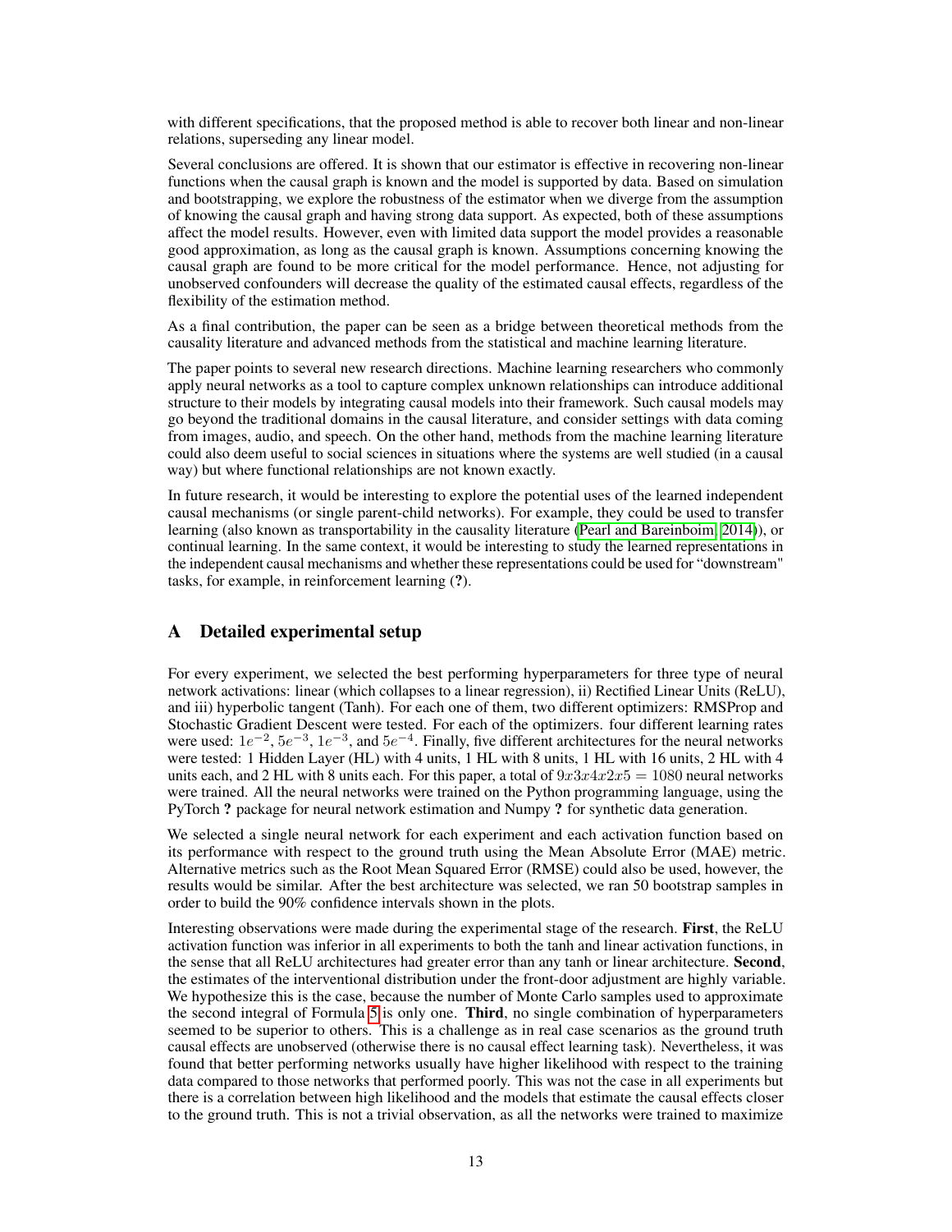with different specifications, that the proposed method is able to recover both linear and non-linear relations, superseding any linear model.

Several conclusions are offered. It is shown that our estimator is effective in recovering non-linear functions when the causal graph is known and the model is supported by data. Based on simulation and bootstrapping, we explore the robustness of the estimator when we diverge from the assumption of knowing the causal graph and having strong data support. As expected, both of these assumptions affect the model results. However, even with limited data support the model provides a reasonable good approximation, as long as the causal graph is known. Assumptions concerning knowing the causal graph are found to be more critical for the model performance. Hence, not adjusting for unobserved confounders will decrease the quality of the estimated causal effects, regardless of the flexibility of the estimation method.

As a final contribution, the paper can be seen as a bridge between theoretical methods from the causality literature and advanced methods from the statistical and machine learning literature.

The paper points to several new research directions. Machine learning researchers who commonly apply neural networks as a tool to capture complex unknown relationships can introduce additional structure to their models by integrating causal models into their framework. Such causal models may go beyond the traditional domains in the causal literature, and consider settings with data coming from images, audio, and speech. On the other hand, methods from the machine learning literature could also deem useful to social sciences in situations where the systems are well studied (in a causal way) but where functional relationships are not known exactly.

In future research, it would be interesting to explore the potential uses of the learned independent causal mechanisms (or single parent-child networks). For example, they could be used to transfer learning (also known as transportability in the causality literature (Pearl and Bareinboim, 2014)), or continual learning. In the same context, it would be interesting to study the learned representations in the independent causal mechanisms and whether these representations could be used for "downstream" tasks, for example, in reinforcement learning (**?**).

## A Detailed experimental setup

For every experiment, we selected the best performing hyperparameters for three type of neural network activations: linear (which collapses to a linear regression), ii) Rectified Linear Units (ReLU), and iii) hyperbolic tangent (Tanh). For each one of them, two different optimizers: RMSProp and Stochastic Gradient Descent were tested. For each of the optimizers. four different learning rates were used: $1e^{-2}$, $5e^{-3}$, $1e^{-3}$, and $5e^{-4}$. Finally, five different architectures for the neural networks were tested: 1 Hidden Layer (HL) with 4 units, 1 HL with 8 units, 1 HL with 16 units, 2 HL with 4 units each, and 2 HL with 8 units each. For this paper, a total of $9x3x4x2x5 = 1080$ neural networks were trained. All the neural networks were trained on the Python programming language, using the PyTorch **?** package for neural network estimation and Numpy **?** for synthetic data generation.

We selected a single neural network for each experiment and each activation function based on its performance with respect to the ground truth using the Mean Absolute Error (MAE) metric. Alternative metrics such as the Root Mean Squared Error (RMSE) could also be used, however, the results would be similar. After the best architecture was selected, we ran 50 bootstrap samples in order to build the 90% confidence intervals shown in the plots.

Interesting observations were made during the experimental stage of the research. **First**, the ReLU activation function was inferior in all experiments to both the tanh and linear activation functions, in the sense that all ReLU architectures had greater error than any tanh or linear architecture. **Second**, the estimates of the interventional distribution under the front-door adjustment are highly variable. We hypothesize this is the case, because the number of Monte Carlo samples used to approximate the second integral of Formula 5 is only one. **Third**, no single combination of hyperparameters seemed to be superior to others. This is a challenge as in real case scenarios as the ground truth causal effects are unobserved (otherwise there is no causal effect learning task). Nevertheless, it was found that better performing networks usually have higher likelihood with respect to the training data compared to those networks that performed poorly. This was not the case in all experiments but there is a correlation between high likelihood and the models that estimate the causal effects closer to the ground truth. This is not a trivial observation, as all the networks were trained to maximize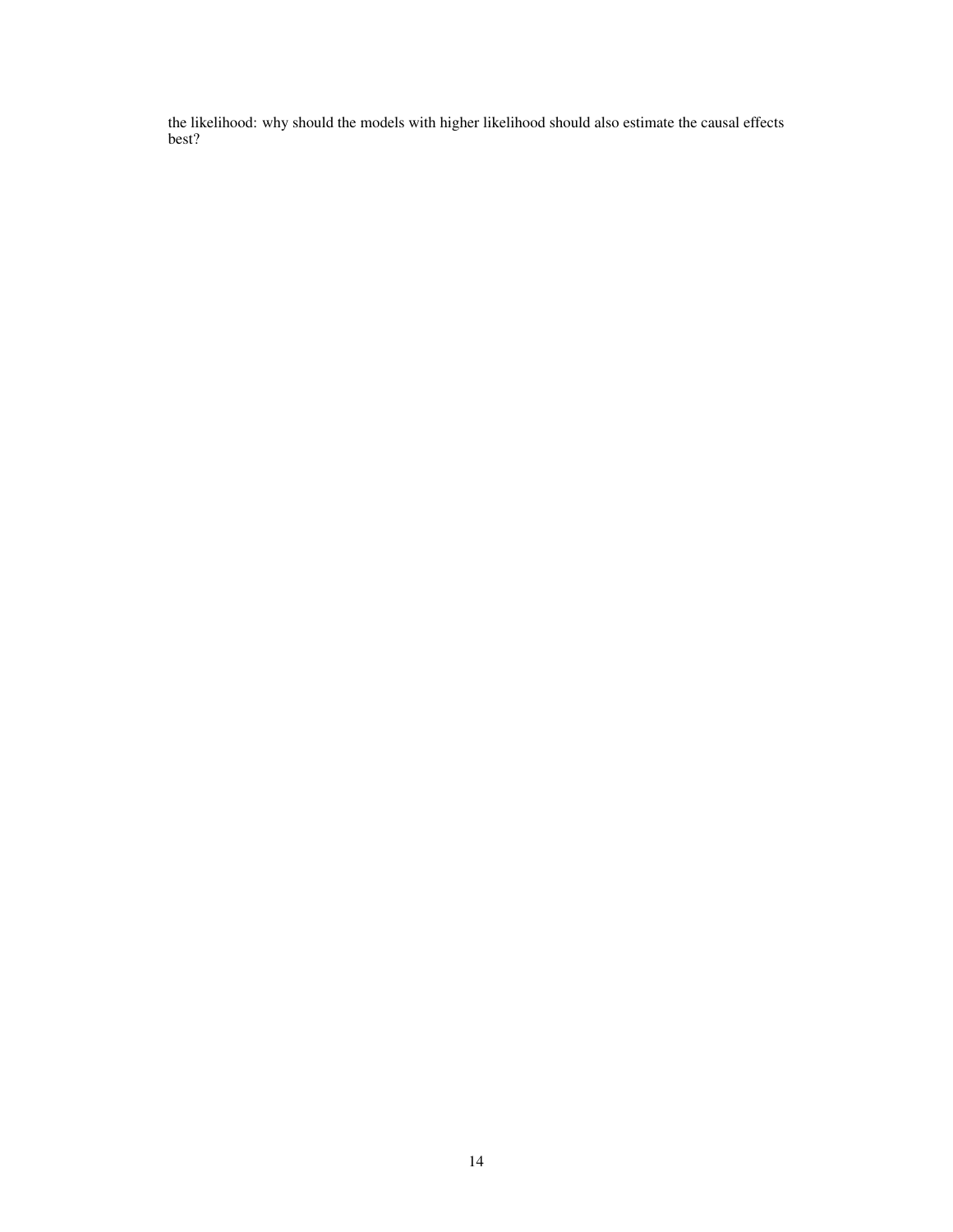the likelihood: why should the models with higher likelihood should also estimate the causal effects best?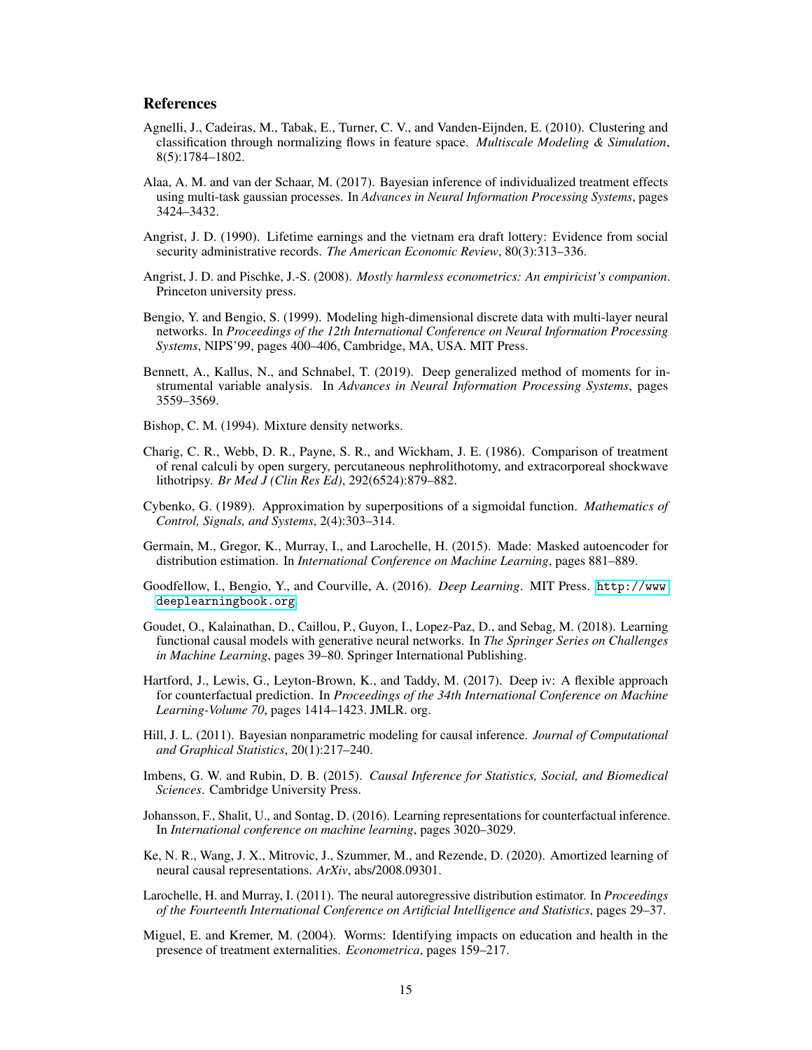## References

Agnelli, J., Cadeiras, M., Tabak, E., Turner, C. V., and Vanden-Eijnden, E. (2010). Clustering and classification through normalizing flows in feature space. *Multiscale Modeling & Simulation*, 8(5):1784–1802.

Alaa, A. M. and van der Schaar, M. (2017). Bayesian inference of individualized treatment effects using multi-task gaussian processes. In *Advances in Neural Information Processing Systems*, pages 3424–3432.

Angrist, J. D. (1990). Lifetime earnings and the vietnam era draft lottery: Evidence from social security administrative records. *The American Economic Review*, 80(3):313–336.

Angrist, J. D. and Pischke, J.-S. (2008). *Mostly harmless econometrics: An empiricist's companion*. Princeton university press.

Bengio, Y. and Bengio, S. (1999). Modeling high-dimensional discrete data with multi-layer neural networks. In *Proceedings of the 12th International Conference on Neural Information Processing Systems*, NIPS'99, pages 400–406, Cambridge, MA, USA. MIT Press.

Bennett, A., Kallus, N., and Schnabel, T. (2019). Deep generalized method of moments for instrumental variable analysis. In *Advances in Neural Information Processing Systems*, pages 3559–3569.

Bishop, C. M. (1994). Mixture density networks.

Charig, C. R., Webb, D. R., Payne, S. R., and Wickham, J. E. (1986). Comparison of treatment of renal calculi by open surgery, percutaneous nephrolithotomy, and extracorporeal shockwave lithotripsy. *Br Med J (Clin Res Ed)*, 292(6524):879–882.

Cybenko, G. (1989). Approximation by superpositions of a sigmoidal function. *Mathematics of Control, Signals, and Systems*, 2(4):303–314.

Germain, M., Gregor, K., Murray, I., and Larochelle, H. (2015). Made: Masked autoencoder for distribution estimation. In *International Conference on Machine Learning*, pages 881–889.

Goodfellow, I., Bengio, Y., and Courville, A. (2016). *Deep Learning*. MIT Press. http://www.deeplearningbook.org.

Goudet, O., Kalainathan, D., Caillou, P., Guyon, I., Lopez-Paz, D., and Sebag, M. (2018). Learning functional causal models with generative neural networks. In *The Springer Series on Challenges in Machine Learning*, pages 39–80. Springer International Publishing.

Hartford, J., Lewis, G., Leyton-Brown, K., and Taddy, M. (2017). Deep iv: A flexible approach for counterfactual prediction. In *Proceedings of the 34th International Conference on Machine Learning-Volume 70*, pages 1414–1423. JMLR. org.

Hill, J. L. (2011). Bayesian nonparametric modeling for causal inference. *Journal of Computational and Graphical Statistics*, 20(1):217–240.

Imbens, G. W. and Rubin, D. B. (2015). *Causal Inference for Statistics, Social, and Biomedical Sciences*. Cambridge University Press.

Johansson, F., Shalit, U., and Sontag, D. (2016). Learning representations for counterfactual inference. In *International conference on machine learning*, pages 3020–3029.

Ke, N. R., Wang, J. X., Mitrovic, J., Szummer, M., and Rezende, D. (2020). Amortized learning of neural causal representations. *ArXiv*, abs/2008.09301.

Larochelle, H. and Murray, I. (2011). The neural autoregressive distribution estimator. In *Proceedings of the Fourteenth International Conference on Artificial Intelligence and Statistics*, pages 29–37.

Miguel, E. and Kremer, M. (2004). Worms: Identifying impacts on education and health in the presence of treatment externalities. *Econometrica*, pages 159–217.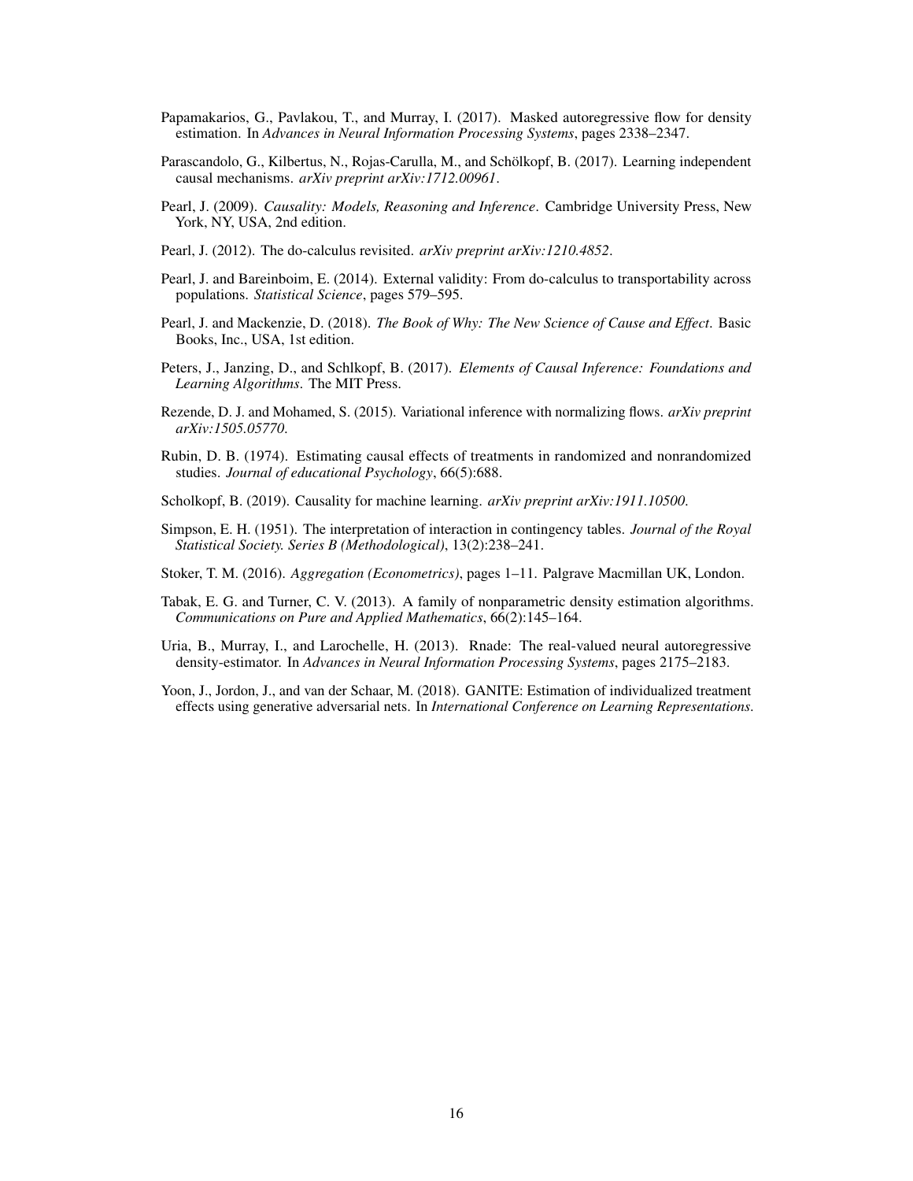Papamakarios, G., Pavlakou, T., and Murray, I. (2017). Masked autoregressive flow for density estimation. In *Advances in Neural Information Processing Systems*, pages 2338–2347.

Parascandolo, G., Kilbertus, N., Rojas-Carulla, M., and Schölkopf, B. (2017). Learning independent causal mechanisms. *arXiv preprint arXiv:1712.00961*.

Pearl, J. (2009). *Causality: Models, Reasoning and Inference*. Cambridge University Press, New York, NY, USA, 2nd edition.

Pearl, J. (2012). The do-calculus revisited. *arXiv preprint arXiv:1210.4852*.

Pearl, J. and Bareinboim, E. (2014). External validity: From do-calculus to transportability across populations. *Statistical Science*, pages 579–595.

Pearl, J. and Mackenzie, D. (2018). *The Book of Why: The New Science of Cause and Effect*. Basic Books, Inc., USA, 1st edition.

Peters, J., Janzing, D., and Schlkopf, B. (2017). *Elements of Causal Inference: Foundations and Learning Algorithms*. The MIT Press.

Rezende, D. J. and Mohamed, S. (2015). Variational inference with normalizing flows. *arXiv preprint arXiv:1505.05770*.

Rubin, D. B. (1974). Estimating causal effects of treatments in randomized and nonrandomized studies. *Journal of educational Psychology*, 66(5):688.

Scholkopf, B. (2019). Causality for machine learning. *arXiv preprint arXiv:1911.10500*.

Simpson, E. H. (1951). The interpretation of interaction in contingency tables. *Journal of the Royal Statistical Society. Series B (Methodological)*, 13(2):238–241.

Stoker, T. M. (2016). *Aggregation (Econometrics)*, pages 1–11. Palgrave Macmillan UK, London.

Tabak, E. G. and Turner, C. V. (2013). A family of nonparametric density estimation algorithms. *Communications on Pure and Applied Mathematics*, 66(2):145–164.

Uria, B., Murray, I., and Larochelle, H. (2013). Rnade: The real-valued neural autoregressive density-estimator. In *Advances in Neural Information Processing Systems*, pages 2175–2183.

Yoon, J., Jordon, J., and van der Schaar, M. (2018). GANITE: Estimation of individualized treatment effects using generative adversarial nets. In *International Conference on Learning Representations*.